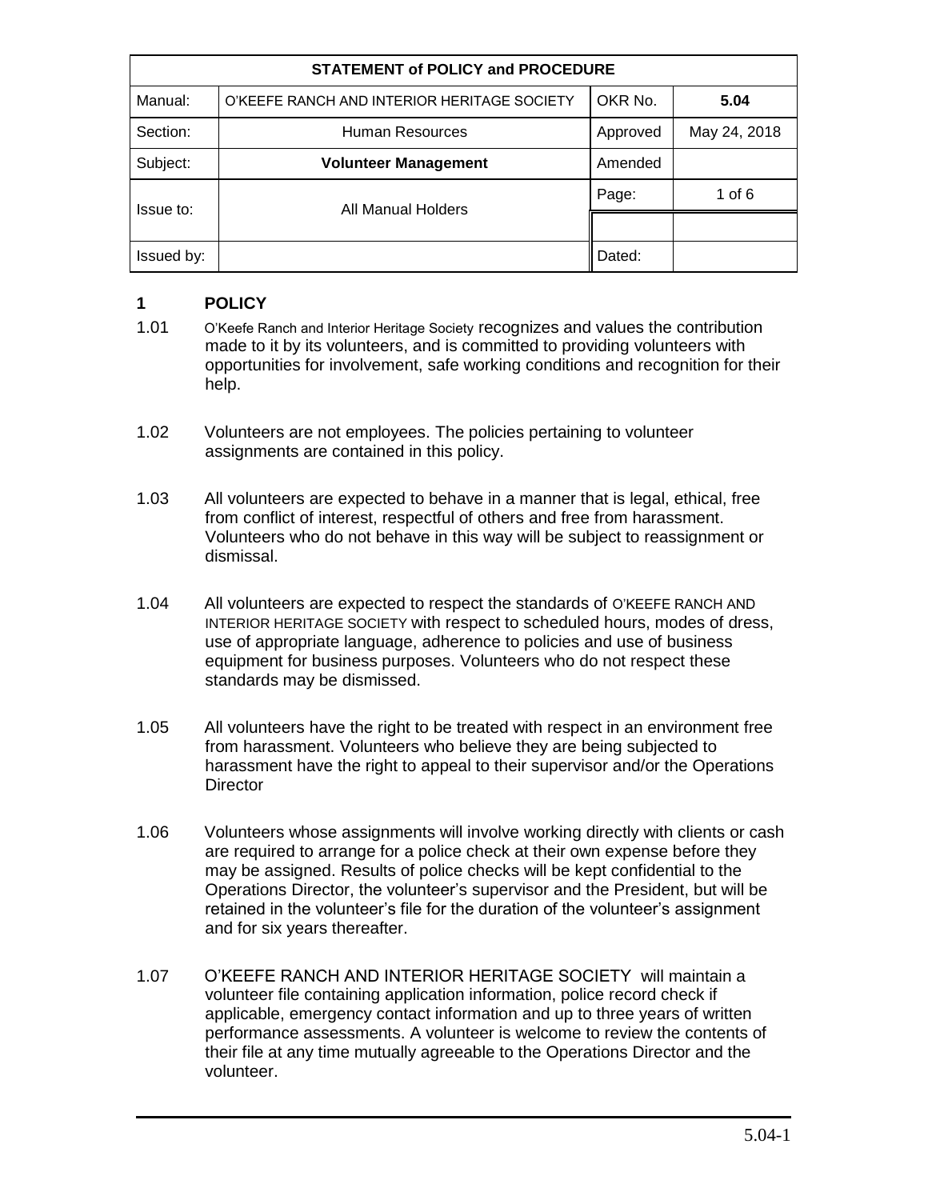| STATEMENT of POLICY and PROCEDURE | | | |
|---|---|---|---|
| Manual: | O'KEEFE RANCH AND INTERIOR HERITAGE SOCIETY | OKR No. | **5.04** |
| Section: | Human Resources | Approved | May 24, 2018 |
| Subject: | **Volunteer Management** | Amended | |
| Issue to: | All Manual Holders | Page: | 1 of 6 |
| | | | |
| Issued by: | | Dated: | |

## 1 POLICY

1.01 O'Keefe Ranch and Interior Heritage Society recognizes and values the contribution made to it by its volunteers, and is committed to providing volunteers with opportunities for involvement, safe working conditions and recognition for their help.

1.02 Volunteers are not employees. The policies pertaining to volunteer assignments are contained in this policy.

1.03 All volunteers are expected to behave in a manner that is legal, ethical, free from conflict of interest, respectful of others and free from harassment. Volunteers who do not behave in this way will be subject to reassignment or dismissal.

1.04 All volunteers are expected to respect the standards of O'KEEFE RANCH AND INTERIOR HERITAGE SOCIETY with respect to scheduled hours, modes of dress, use of appropriate language, adherence to policies and use of business equipment for business purposes. Volunteers who do not respect these standards may be dismissed.

1.05 All volunteers have the right to be treated with respect in an environment free from harassment. Volunteers who believe they are being subjected to harassment have the right to appeal to their supervisor and/or the Operations Director

1.06 Volunteers whose assignments will involve working directly with clients or cash are required to arrange for a police check at their own expense before they may be assigned. Results of police checks will be kept confidential to the Operations Director, the volunteer's supervisor and the President, but will be retained in the volunteer's file for the duration of the volunteer's assignment and for six years thereafter.

1.07 O'KEEFE RANCH AND INTERIOR HERITAGE SOCIETY will maintain a volunteer file containing application information, police record check if applicable, emergency contact information and up to three years of written performance assessments. A volunteer is welcome to review the contents of their file at any time mutually agreeable to the Operations Director and the volunteer.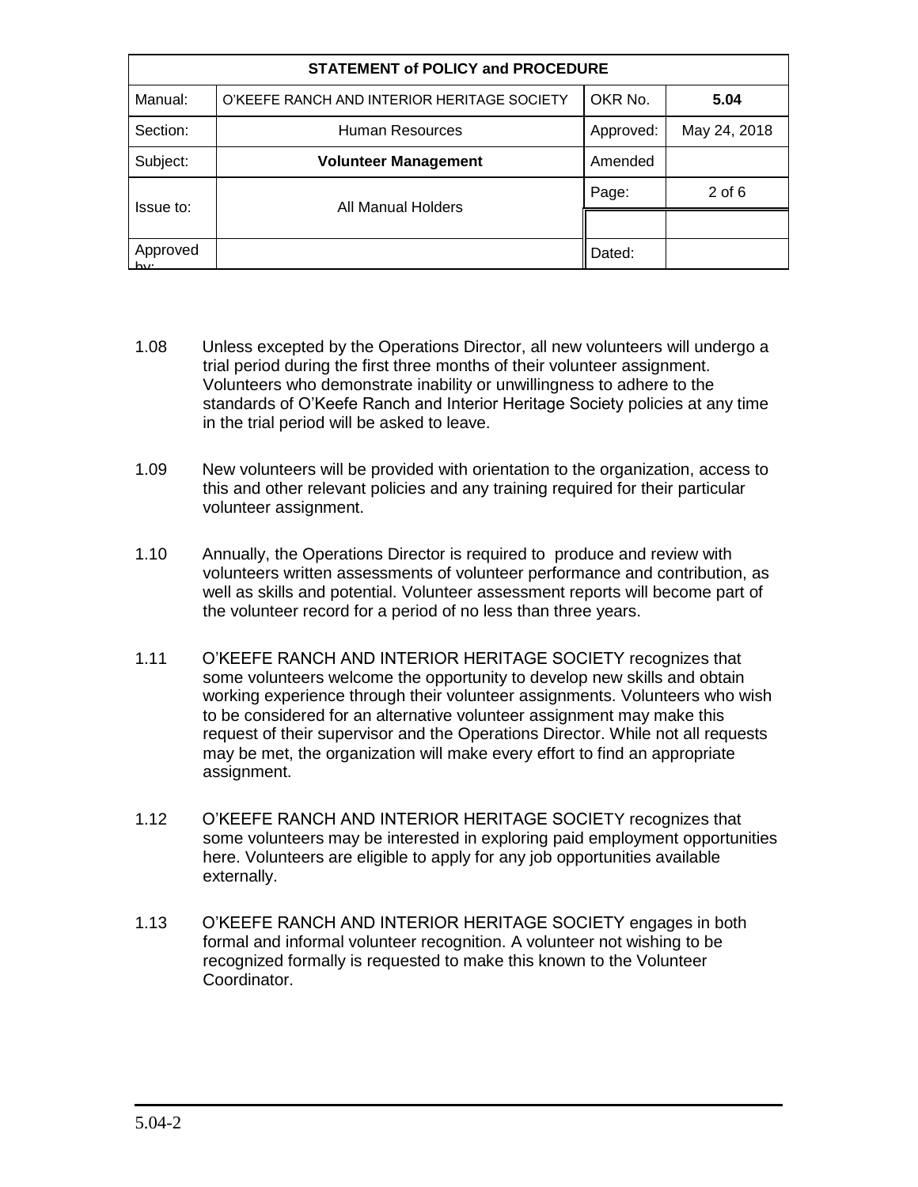| STATEMENT of POLICY and PROCEDURE | | | |
|---|---|---|---|
| Manual: | O'KEEFE RANCH AND INTERIOR HERITAGE SOCIETY | OKR No. | **5.04** |
| Section: | Human Resources | Approved: | May 24, 2018 |
| Subject: | **Volunteer Management** | Amended | |
| Issue to: | All Manual Holders | Page: | 2 of 6 |
| | | | |
| Approved by: | | Dated: | |

1.08 Unless excepted by the Operations Director, all new volunteers will undergo a trial period during the first three months of their volunteer assignment. Volunteers who demonstrate inability or unwillingness to adhere to the standards of O'Keefe Ranch and Interior Heritage Society policies at any time in the trial period will be asked to leave.

1.09 New volunteers will be provided with orientation to the organization, access to this and other relevant policies and any training required for their particular volunteer assignment.

1.10 Annually, the Operations Director is required to produce and review with volunteers written assessments of volunteer performance and contribution, as well as skills and potential. Volunteer assessment reports will become part of the volunteer record for a period of no less than three years.

1.11 O'KEEFE RANCH AND INTERIOR HERITAGE SOCIETY recognizes that some volunteers welcome the opportunity to develop new skills and obtain working experience through their volunteer assignments. Volunteers who wish to be considered for an alternative volunteer assignment may make this request of their supervisor and the Operations Director. While not all requests may be met, the organization will make every effort to find an appropriate assignment.

1.12 O'KEEFE RANCH AND INTERIOR HERITAGE SOCIETY recognizes that some volunteers may be interested in exploring paid employment opportunities here. Volunteers are eligible to apply for any job opportunities available externally.

1.13 O'KEEFE RANCH AND INTERIOR HERITAGE SOCIETY engages in both formal and informal volunteer recognition. A volunteer not wishing to be recognized formally is requested to make this known to the Volunteer Coordinator.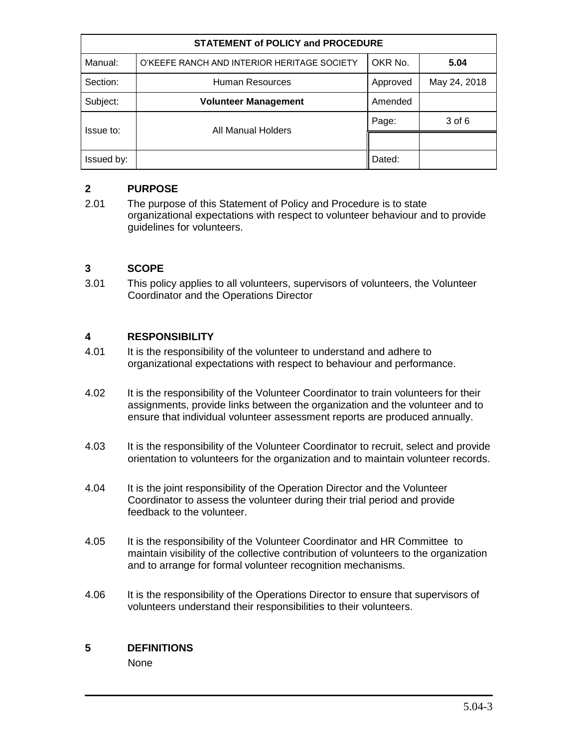| STATEMENT of POLICY and PROCEDURE | | | |
|---|---|---|---|
| Manual: | O'KEEFE RANCH AND INTERIOR HERITAGE SOCIETY | OKR No. | **5.04** |
| Section: | Human Resources | Approved | May 24, 2018 |
| Subject: | **Volunteer Management** | Amended | |
| Issue to: | All Manual Holders | Page: | 3 of 6 |
| | | | |
| Issued by: | | Dated: | |

## 2 PURPOSE

2.01 The purpose of this Statement of Policy and Procedure is to state organizational expectations with respect to volunteer behaviour and to provide guidelines for volunteers.

## 3 SCOPE

3.01 This policy applies to all volunteers, supervisors of volunteers, the Volunteer Coordinator and the Operations Director

## 4 RESPONSIBILITY

4.01 It is the responsibility of the volunteer to understand and adhere to organizational expectations with respect to behaviour and performance.

4.02 It is the responsibility of the Volunteer Coordinator to train volunteers for their assignments, provide links between the organization and the volunteer and to ensure that individual volunteer assessment reports are produced annually.

4.03 It is the responsibility of the Volunteer Coordinator to recruit, select and provide orientation to volunteers for the organization and to maintain volunteer records.

4.04 It is the joint responsibility of the Operation Director and the Volunteer Coordinator to assess the volunteer during their trial period and provide feedback to the volunteer.

4.05 It is the responsibility of the Volunteer Coordinator and HR Committee to maintain visibility of the collective contribution of volunteers to the organization and to arrange for formal volunteer recognition mechanisms.

4.06 It is the responsibility of the Operations Director to ensure that supervisors of volunteers understand their responsibilities to their volunteers.

## 5 DEFINITIONS

None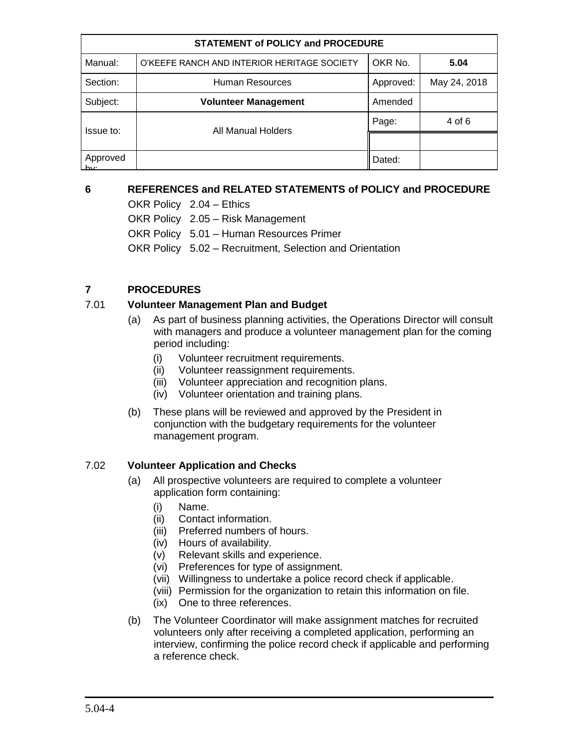| STATEMENT of POLICY and PROCEDURE | | | |
|---|---|---|---|
| Manual: | O'KEEFE RANCH AND INTERIOR HERITAGE SOCIETY | OKR No. | **5.04** |
| Section: | Human Resources | Approved: | May 24, 2018 |
| Subject: | **Volunteer Management** | Amended | |
| Issue to: | All Manual Holders | Page: | 4 of 6 |
| Approved by: | | Dated: | |

## 6 REFERENCES and RELATED STATEMENTS of POLICY and PROCEDURE

OKR Policy 2.04 – Ethics

OKR Policy 2.05 – Risk Management

OKR Policy 5.01 – Human Resources Primer

OKR Policy 5.02 – Recruitment, Selection and Orientation

## 7 PROCEDURES

### 7.01 Volunteer Management Plan and Budget

(a) As part of business planning activities, the Operations Director will consult with managers and produce a volunteer management plan for the coming period including:

- (i) Volunteer recruitment requirements.
- (ii) Volunteer reassignment requirements.
- (iii) Volunteer appreciation and recognition plans.
- (iv) Volunteer orientation and training plans.

(b) These plans will be reviewed and approved by the President in conjunction with the budgetary requirements for the volunteer management program.

### 7.02 Volunteer Application and Checks

(a) All prospective volunteers are required to complete a volunteer application form containing:

- (i) Name.
- (ii) Contact information.
- (iii) Preferred numbers of hours.
- (iv) Hours of availability.
- (v) Relevant skills and experience.
- (vi) Preferences for type of assignment.
- (vii) Willingness to undertake a police record check if applicable.
- (viii) Permission for the organization to retain this information on file.
- (ix) One to three references.

(b) The Volunteer Coordinator will make assignment matches for recruited volunteers only after receiving a completed application, performing an interview, confirming the police record check if applicable and performing a reference check.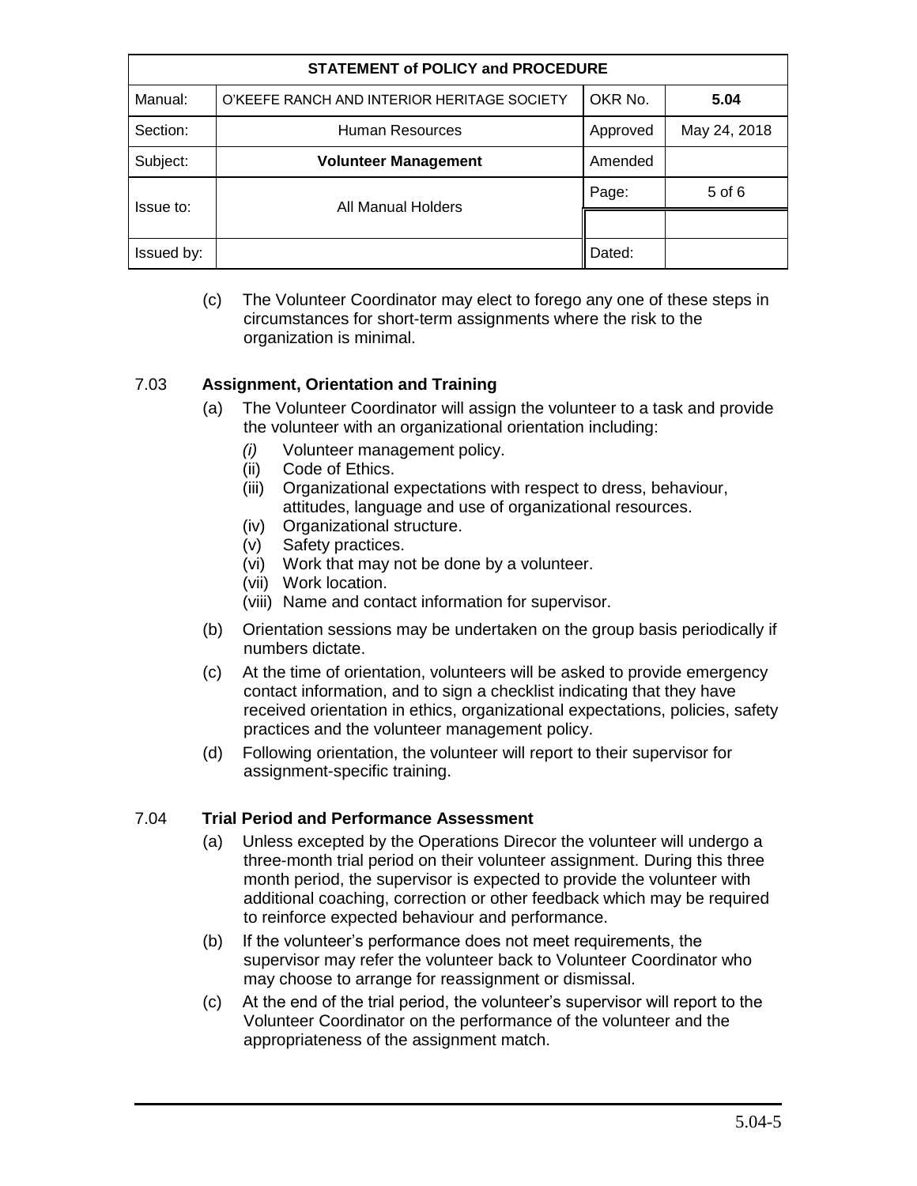| STATEMENT of POLICY and PROCEDURE | | | |
|---|---|---|---|
| Manual: | O'KEEFE RANCH AND INTERIOR HERITAGE SOCIETY | OKR No. | **5.04** |
| Section: | Human Resources | Approved | May 24, 2018 |
| Subject: | **Volunteer Management** | Amended | |
| Issue to: | All Manual Holders | Page: | 5 of 6 |
| | | | |
| Issued by: | | Dated: | |

(c) The Volunteer Coordinator may elect to forego any one of these steps in circumstances for short-term assignments where the risk to the organization is minimal.

7.03 **Assignment, Orientation and Training**

(a) The Volunteer Coordinator will assign the volunteer to a task and provide the volunteer with an organizational orientation including:

*(i)* Volunteer management policy.
(ii) Code of Ethics.
(iii) Organizational expectations with respect to dress, behaviour, attitudes, language and use of organizational resources.
(iv) Organizational structure.
(v) Safety practices.
(vi) Work that may not be done by a volunteer.
(vii) Work location.
(viii) Name and contact information for supervisor.

(b) Orientation sessions may be undertaken on the group basis periodically if numbers dictate.

(c) At the time of orientation, volunteers will be asked to provide emergency contact information, and to sign a checklist indicating that they have received orientation in ethics, organizational expectations, policies, safety practices and the volunteer management policy.

(d) Following orientation, the volunteer will report to their supervisor for assignment-specific training.

7.04 **Trial Period and Performance Assessment**

(a) Unless excepted by the Operations Direcor the volunteer will undergo a three-month trial period on their volunteer assignment. During this three month period, the supervisor is expected to provide the volunteer with additional coaching, correction or other feedback which may be required to reinforce expected behaviour and performance.

(b) If the volunteer's performance does not meet requirements, the supervisor may refer the volunteer back to Volunteer Coordinator who may choose to arrange for reassignment or dismissal.

(c) At the end of the trial period, the volunteer's supervisor will report to the Volunteer Coordinator on the performance of the volunteer and the appropriateness of the assignment match.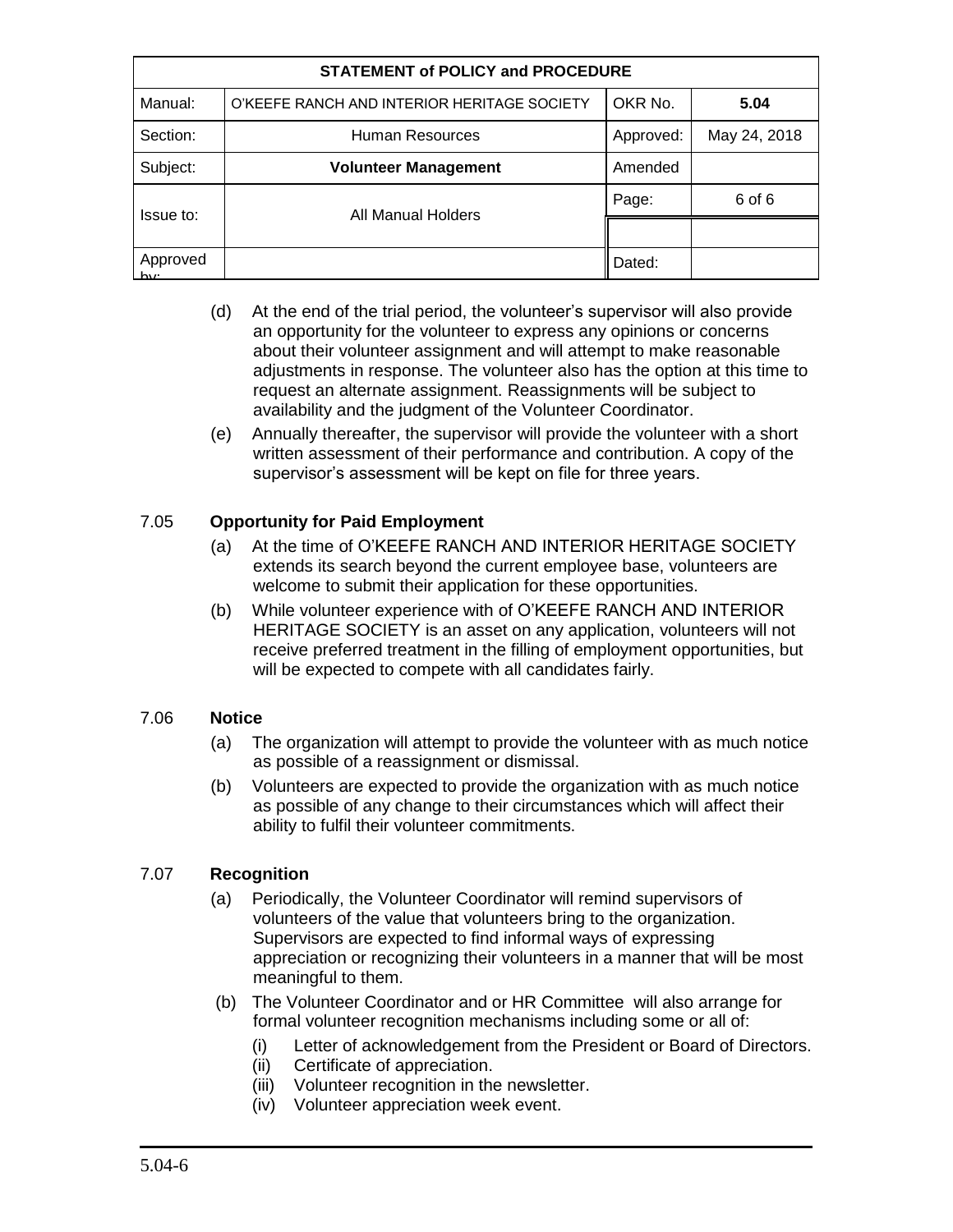(d) At the end of the trial period, the volunteer's supervisor will also provide an opportunity for the volunteer to express any opinions or concerns about their volunteer assignment and will attempt to make reasonable adjustments in response. The volunteer also has the option at this time to request an alternate assignment. Reassignments will be subject to availability and the judgment of the Volunteer Coordinator.

(e) Annually thereafter, the supervisor will provide the volunteer with a short written assessment of their performance and contribution. A copy of the supervisor's assessment will be kept on file for three years.

7.05 **Opportunity for Paid Employment**

(a) At the time of O'KEEFE RANCH AND INTERIOR HERITAGE SOCIETY extends its search beyond the current employee base, volunteers are welcome to submit their application for these opportunities.

(b) While volunteer experience with of O'KEEFE RANCH AND INTERIOR HERITAGE SOCIETY is an asset on any application, volunteers will not receive preferred treatment in the filling of employment opportunities, but will be expected to compete with all candidates fairly.

7.06 **Notice**

(a) The organization will attempt to provide the volunteer with as much notice as possible of a reassignment or dismissal.

(b) Volunteers are expected to provide the organization with as much notice as possible of any change to their circumstances which will affect their ability to fulfil their volunteer commitments.

7.07 **Recognition**

(a) Periodically, the Volunteer Coordinator will remind supervisors of volunteers of the value that volunteers bring to the organization. Supervisors are expected to find informal ways of expressing appreciation or recognizing their volunteers in a manner that will be most meaningful to them.

(b) The Volunteer Coordinator and or HR Committee will also arrange for formal volunteer recognition mechanisms including some or all of:

(i) Letter of acknowledgement from the President or Board of Directors.
(ii) Certificate of appreciation.
(iii) Volunteer recognition in the newsletter.
(iv) Volunteer appreciation week event.